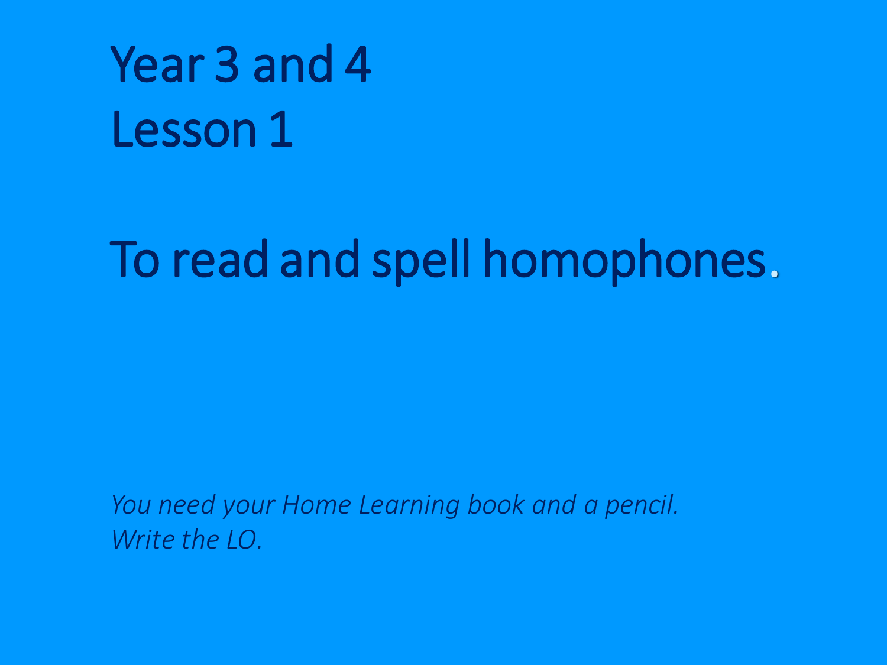# Year 3 and 4
# Lesson 1

## To read and spell homophones.

*You need your Home Learning book and a pencil.*
*Write the LO.*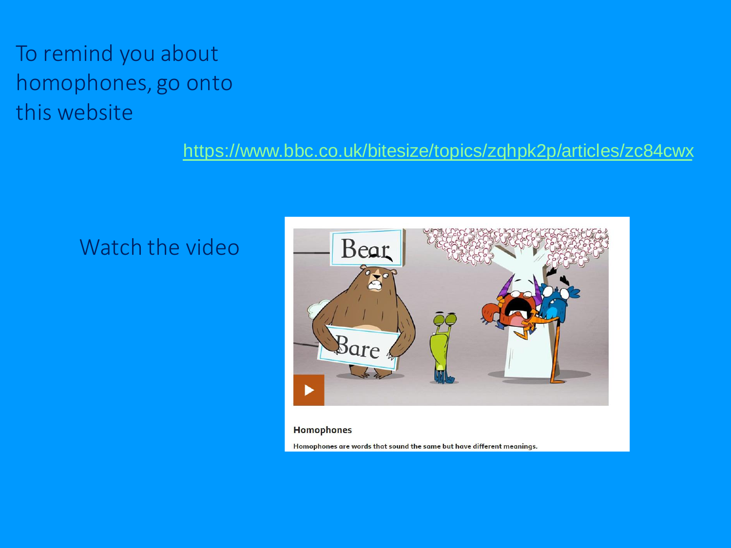To remind you about homophones, go onto this website

https://www.bbc.co.uk/bitesize/topics/zqhpk2p/articles/zc84cwx

Watch the video

**Homophones**

Homophones are words that sound the same but have different meanings.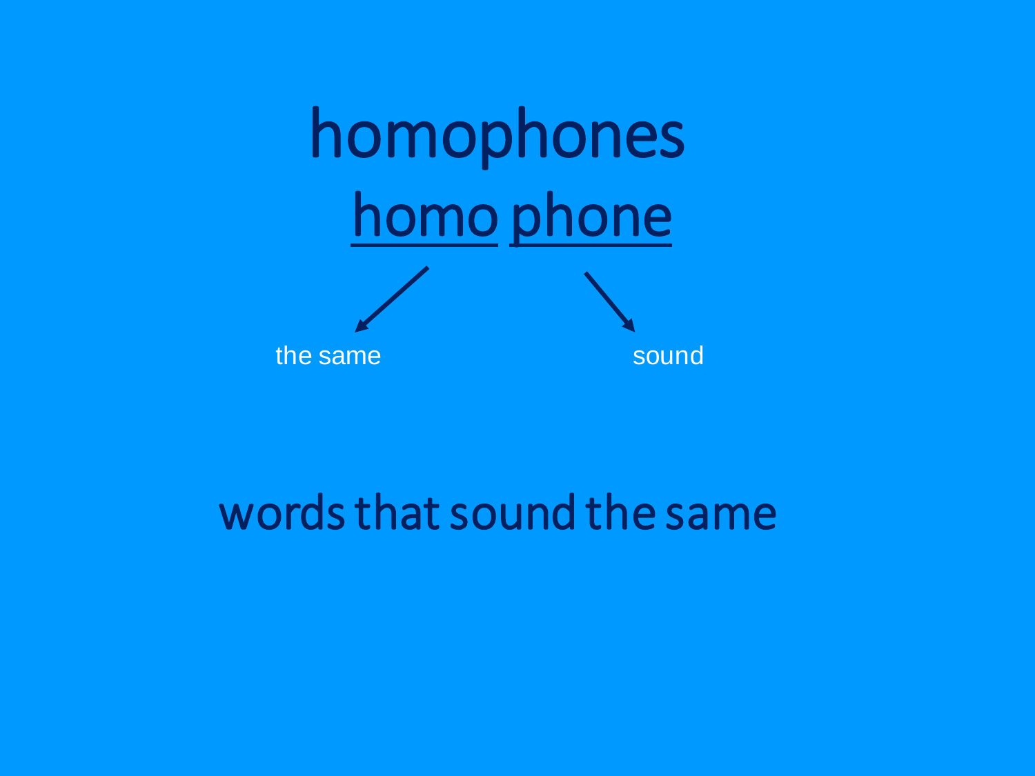# homophones

homo phone

the same — sound

words that sound the same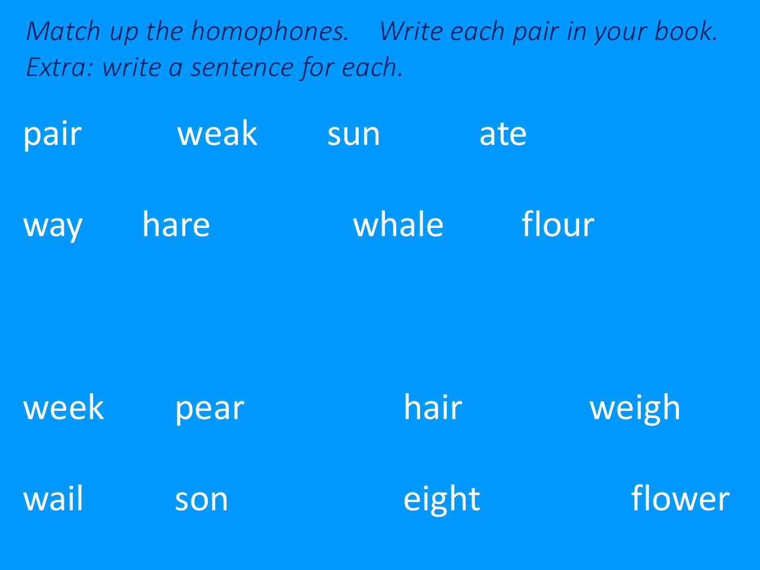*Match up the homophones. Write each pair in your book.*
*Extra: write a sentence for each.*

pair weak sun ate

way hare whale flour

week pear hair weigh

wail son eight flower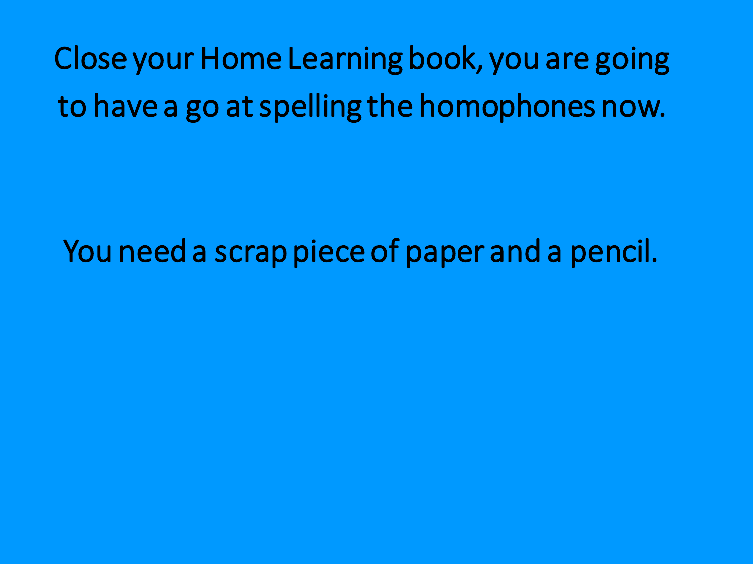Close your Home Learning book, you are going to have a go at spelling the homophones now.

You need a scrap piece of paper and a pencil.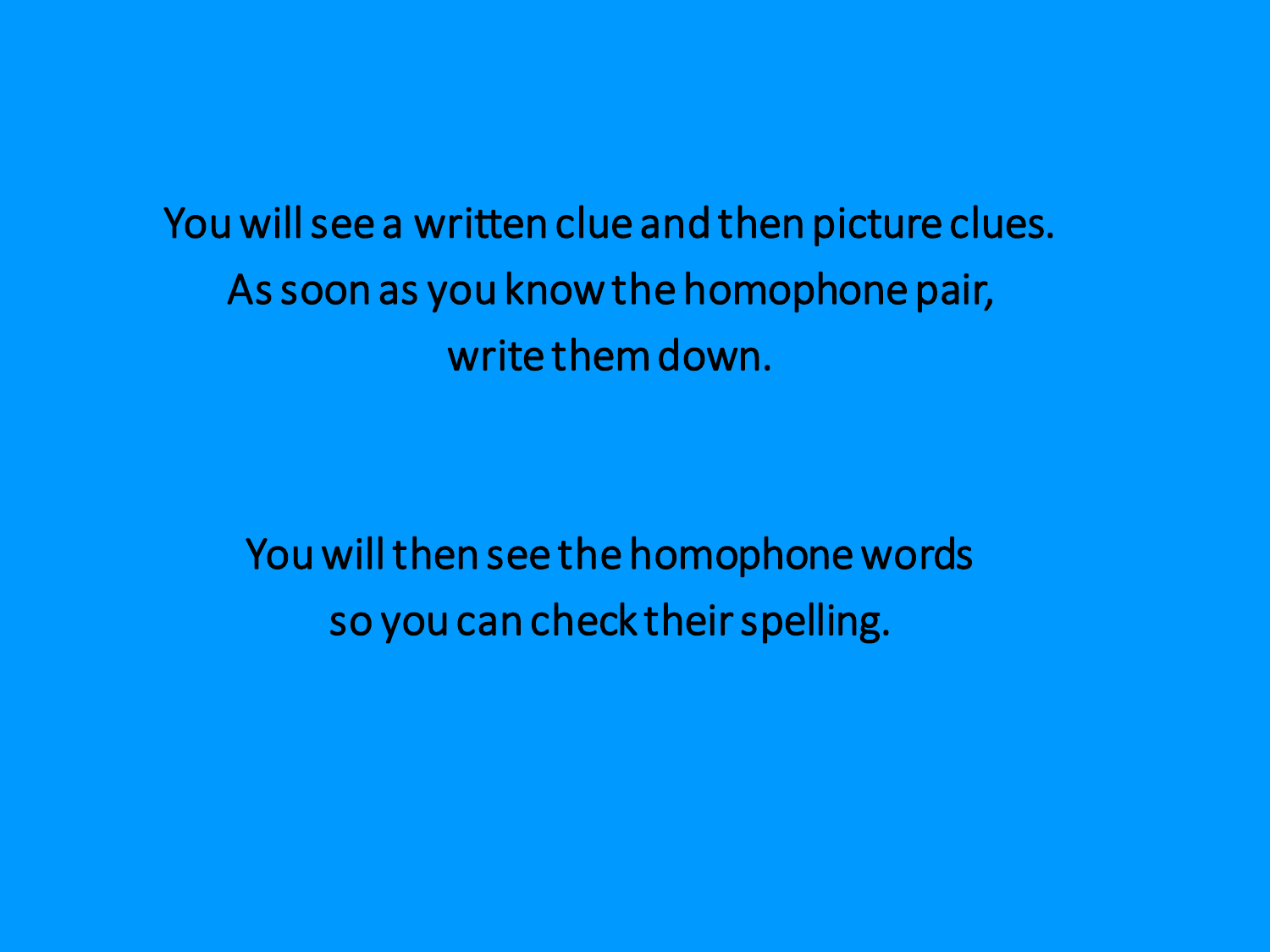You will see a written clue and then picture clues.
As soon as you know the homophone pair,
write them down.

You will then see the homophone words
so you can check their spelling.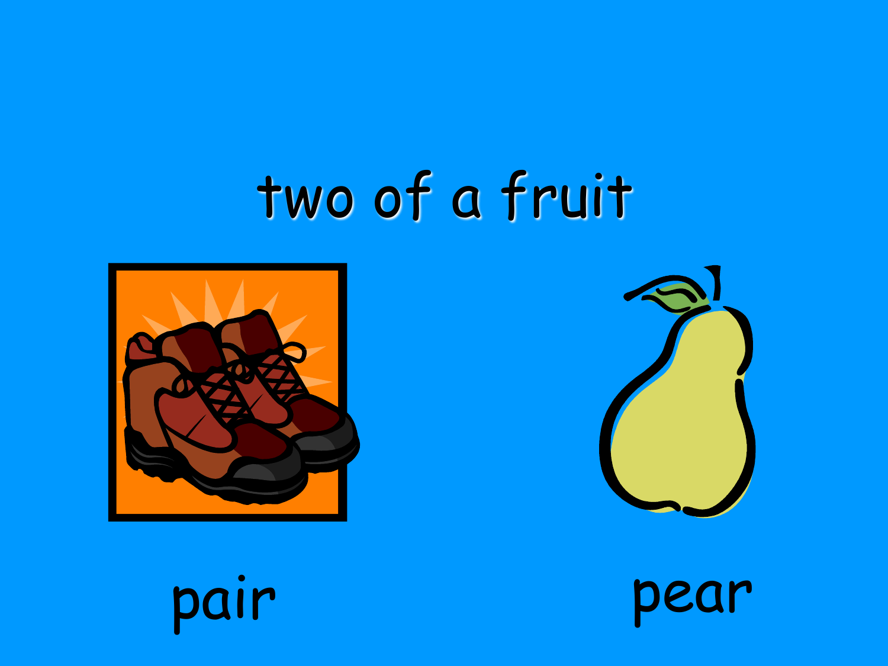two of a fruit

pair

pear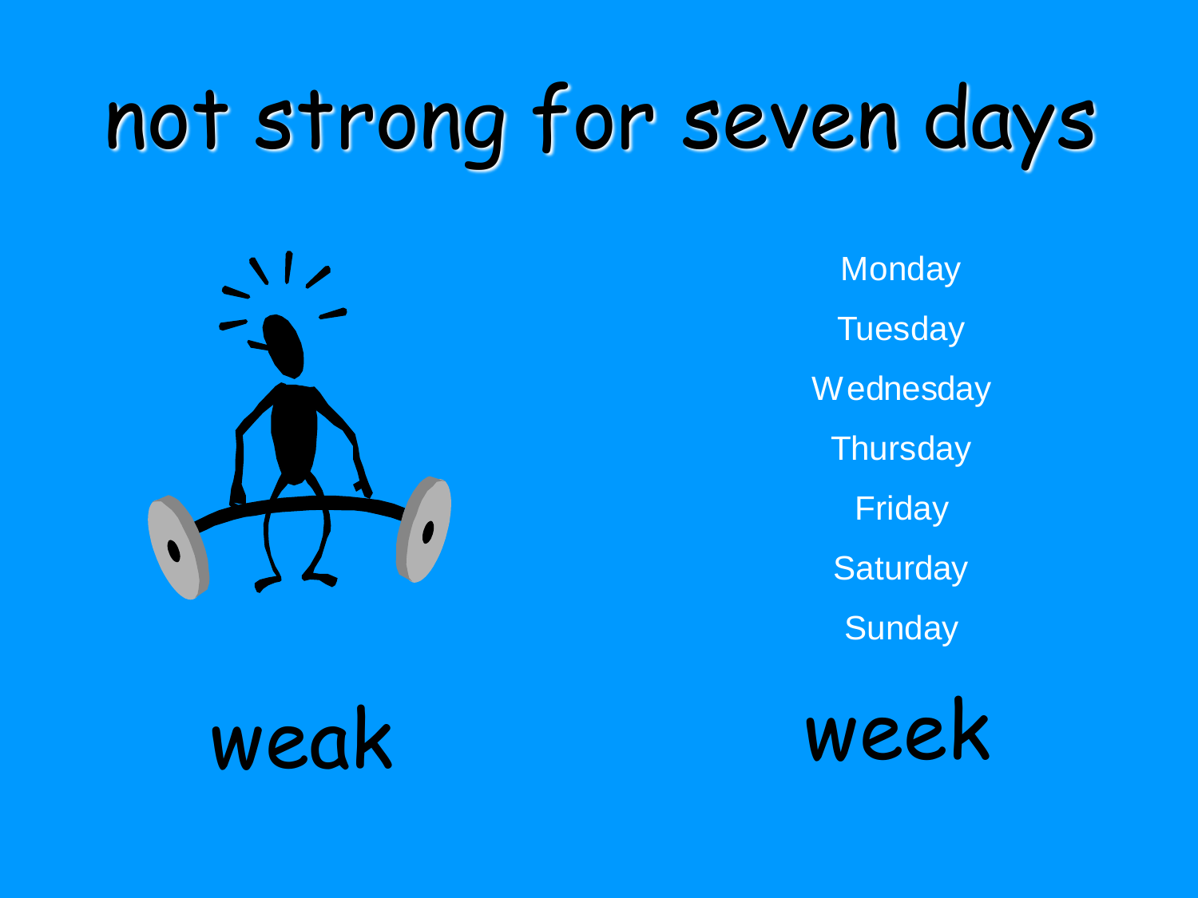# not strong for seven days

Monday

Tuesday

Wednesday

Thursday

Friday

Saturday

Sunday

weak

week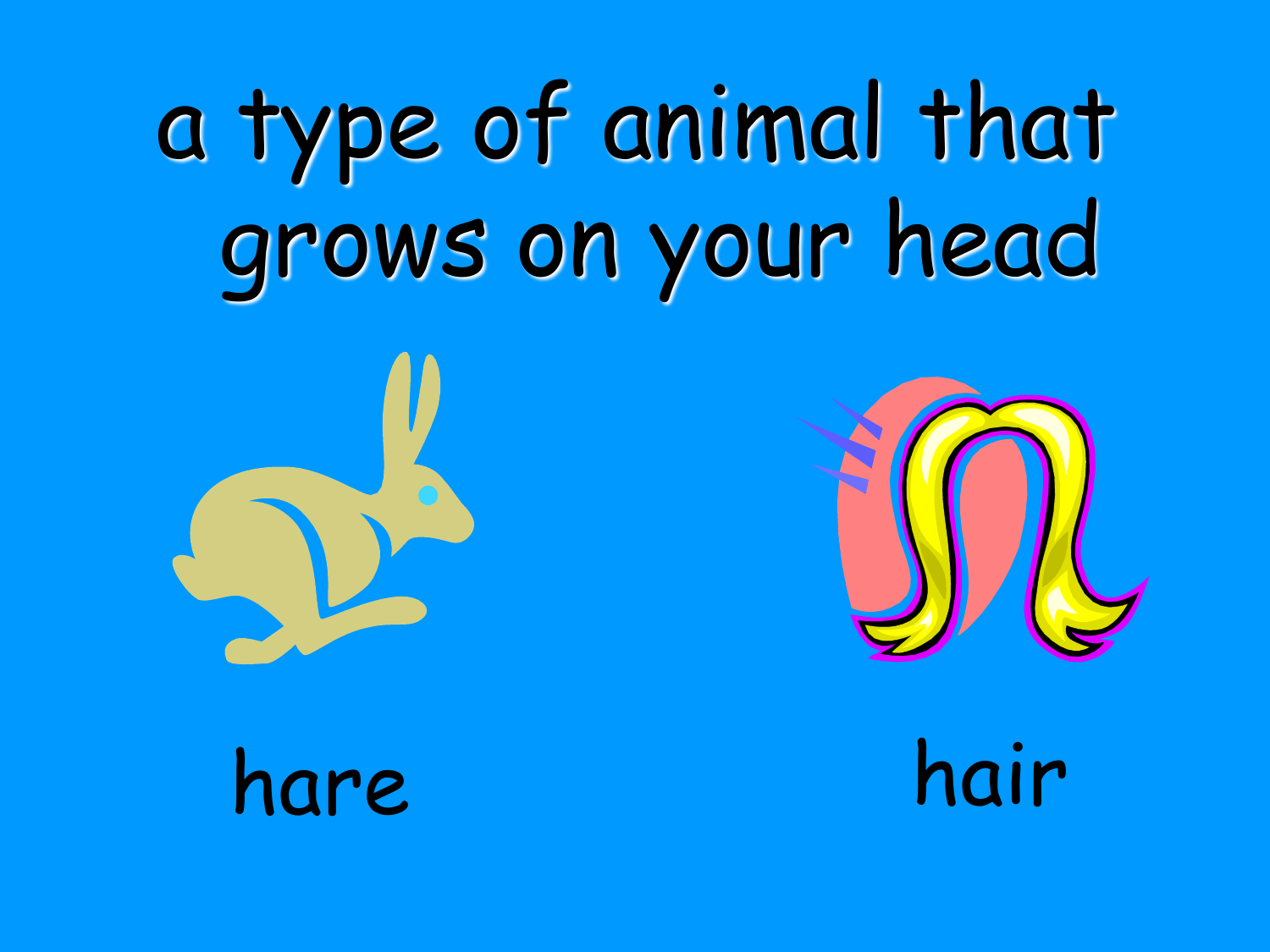# a type of animal that grows on your head

hare

hair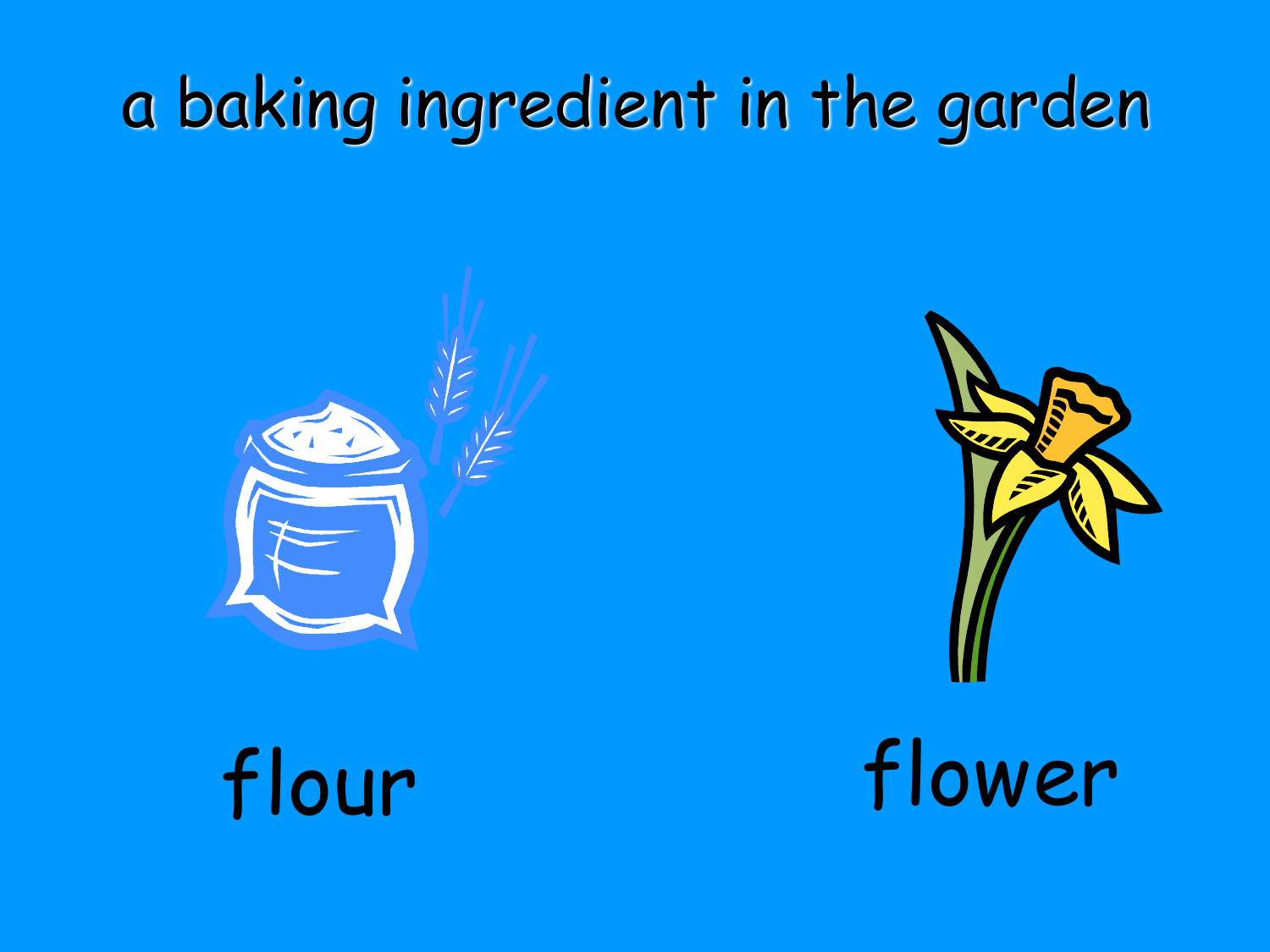# a baking ingredient in the garden

flour

flower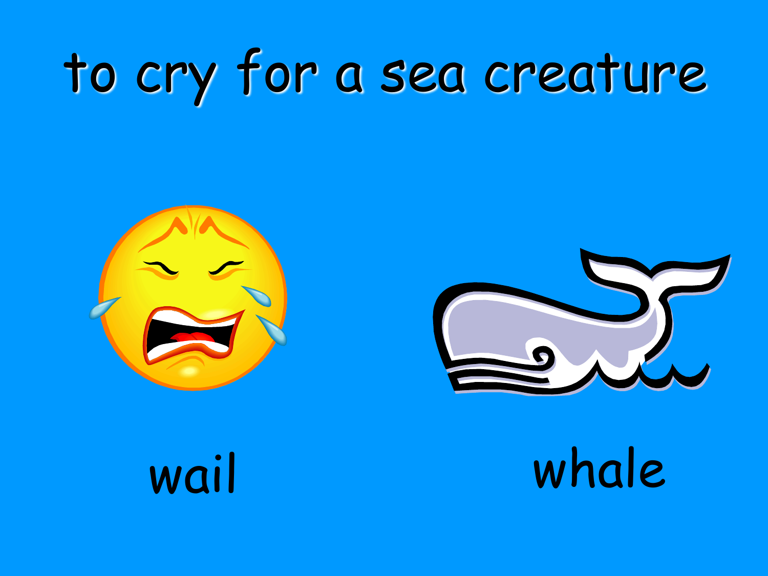# to cry for a sea creature

wail

whale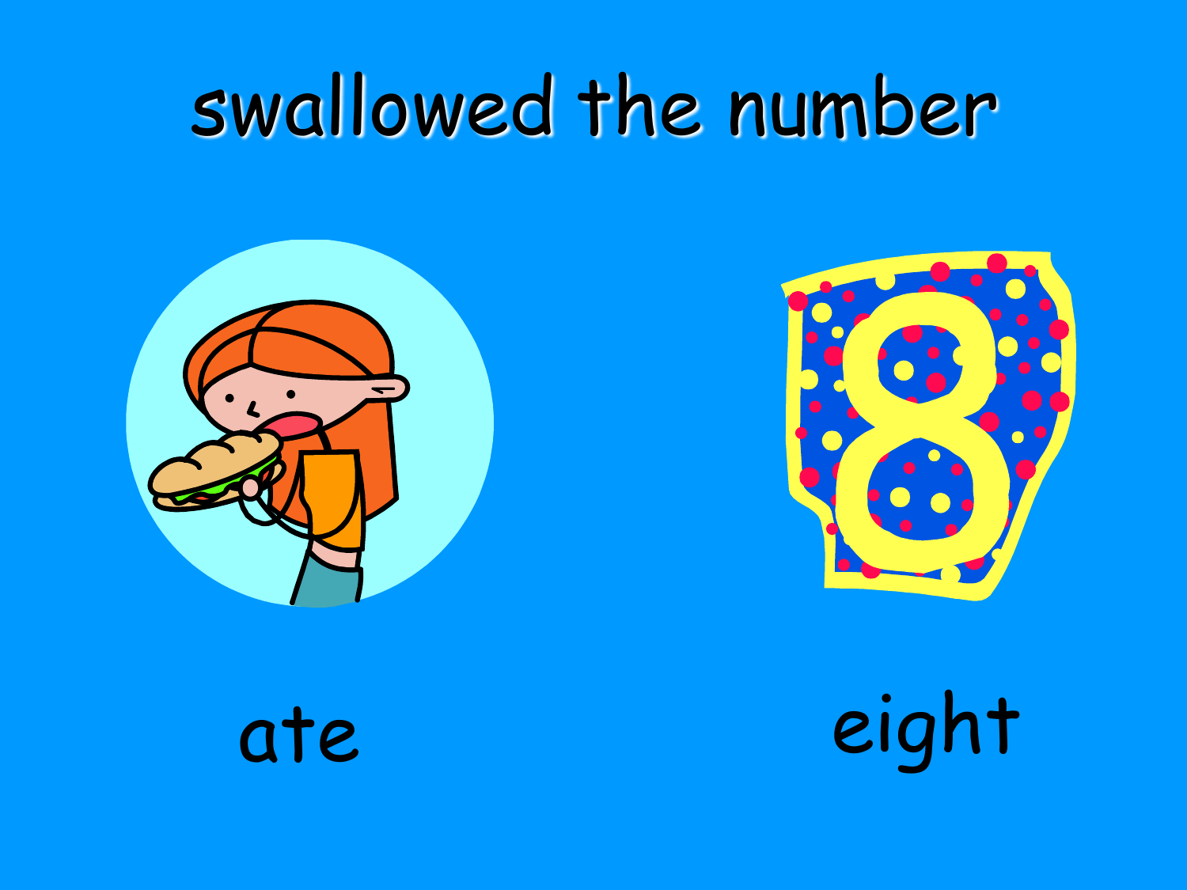# swallowed the number

ate

eight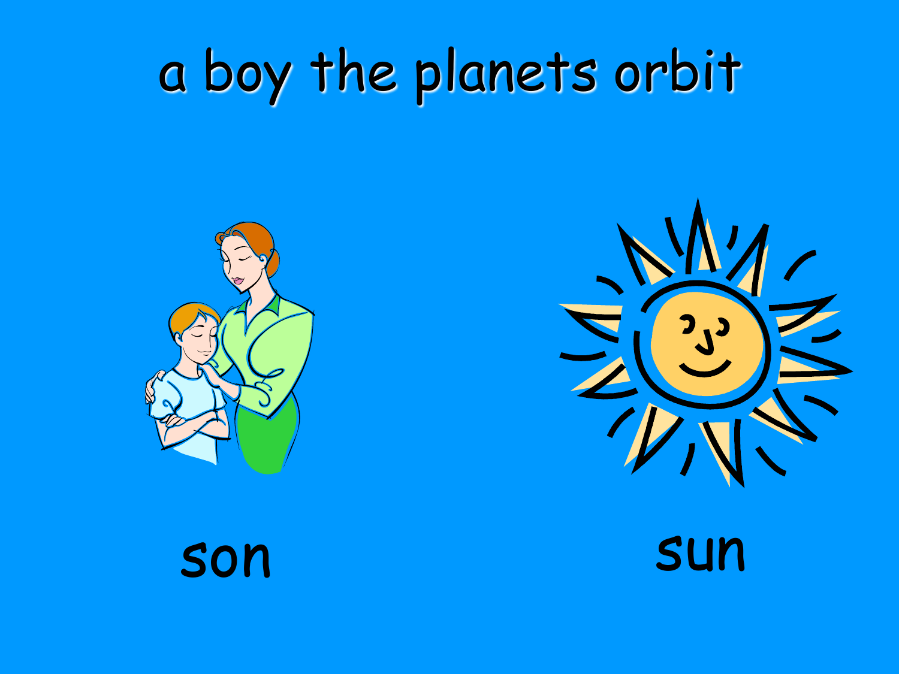# a boy the planets orbit

son

sun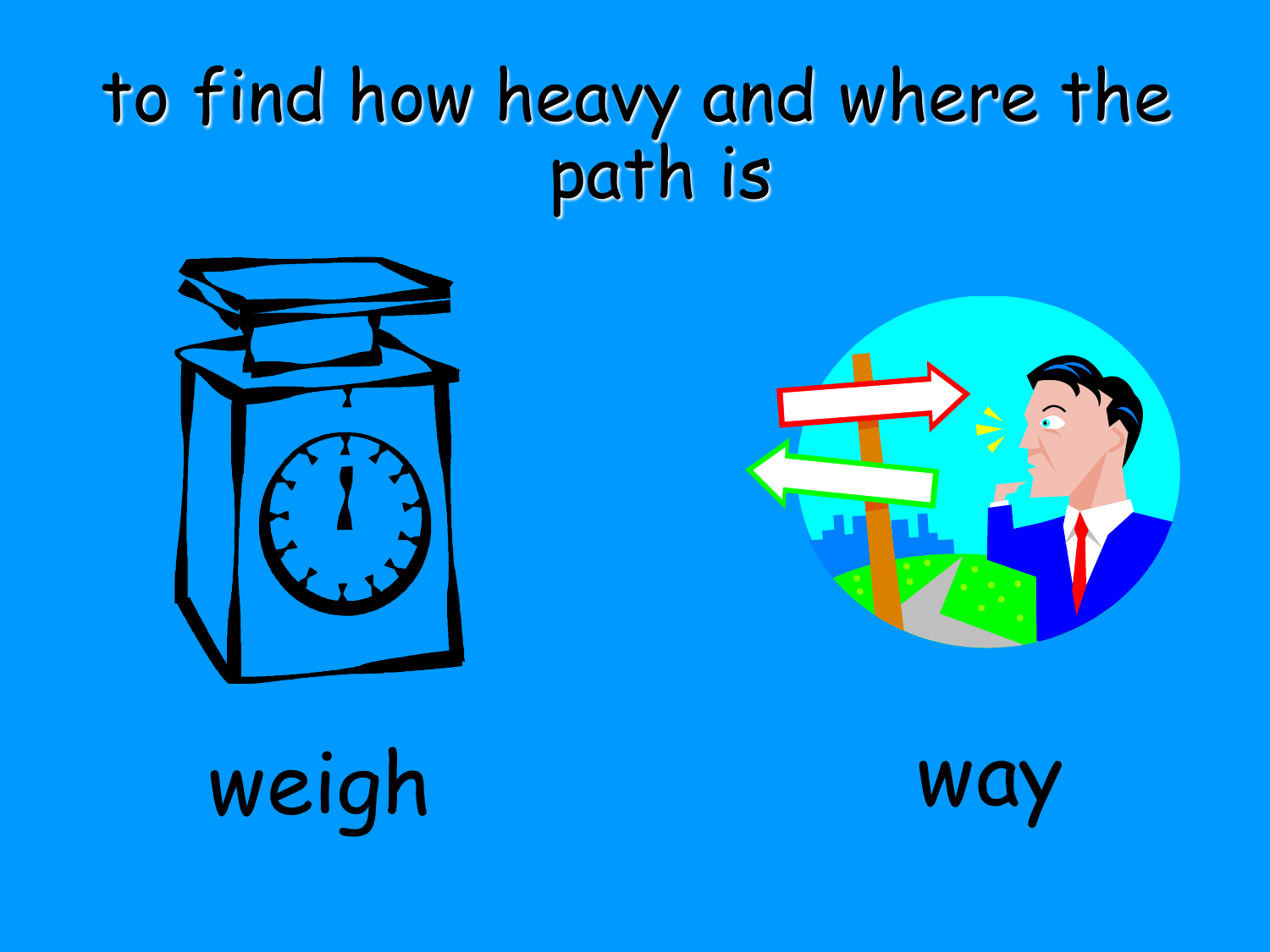# to find how heavy and where the path is

weigh

way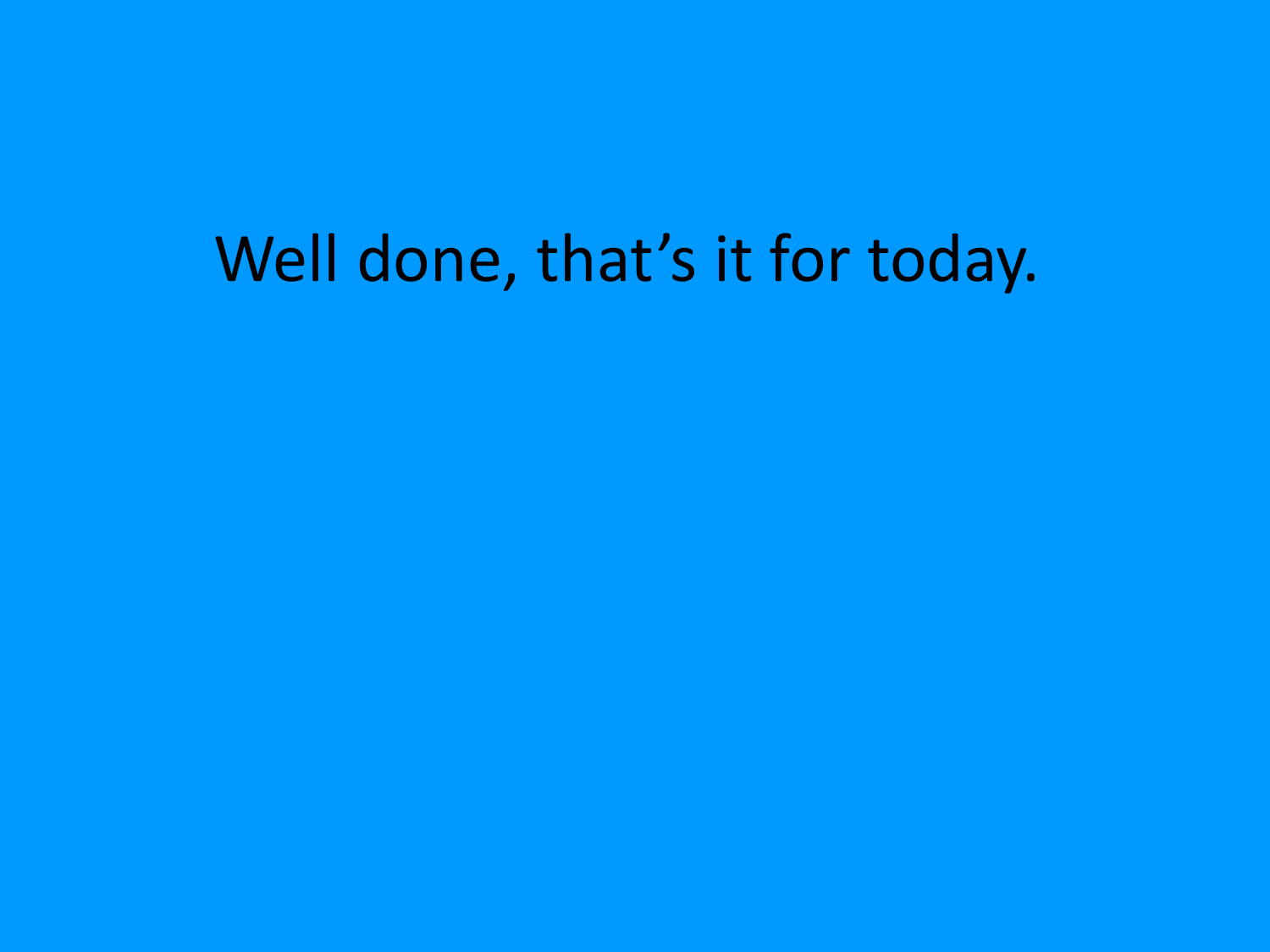Well done, that’s it for today.